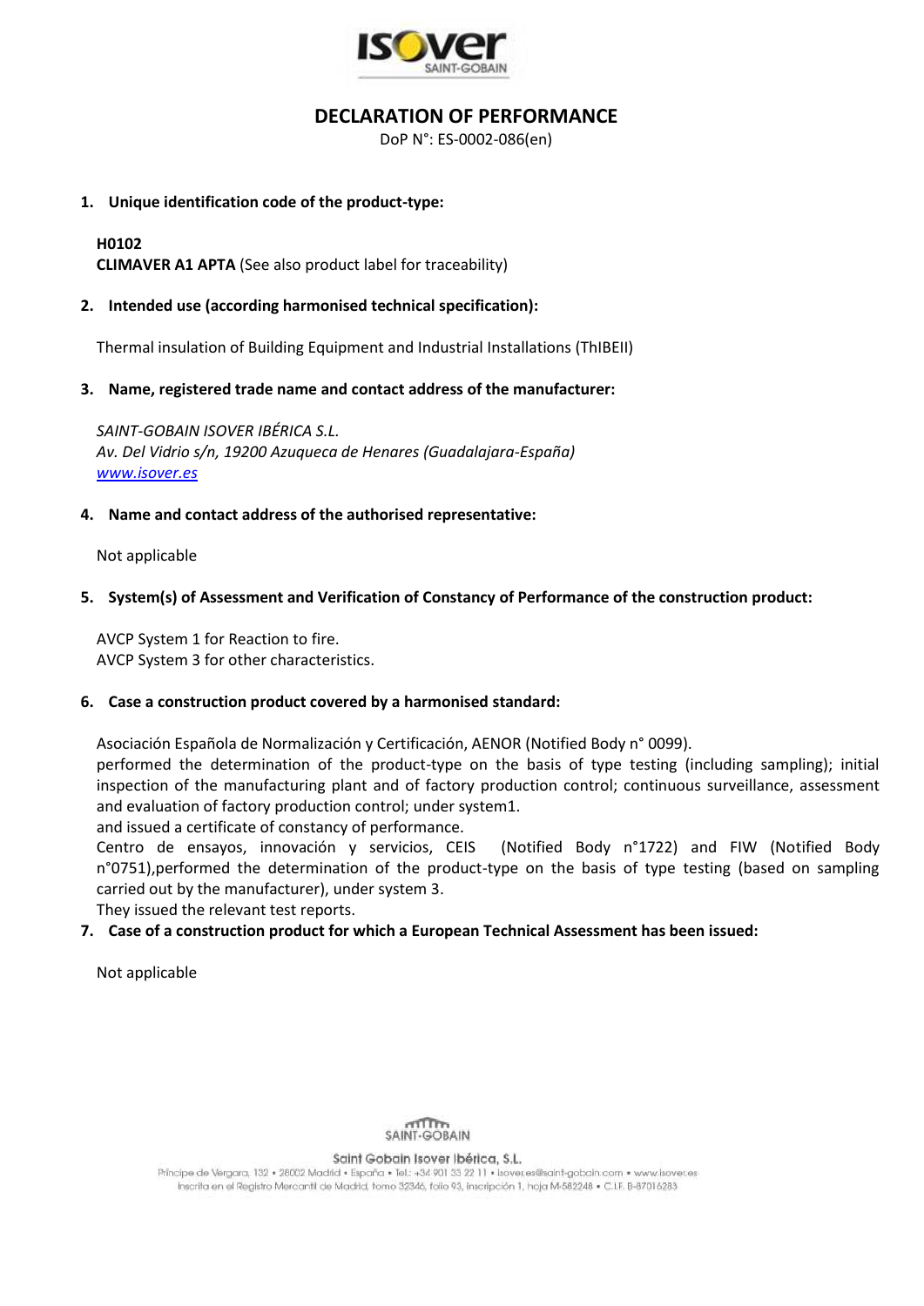# DECLARATION OF PERFORMANCE

DoP N°: ES-0002-086(en)

**1. Unique identification code of the product-type:**

**H0102**
**CLIMAVER A1 APTA** (See also product label for traceability)

**2. Intended use (according harmonised technical specification):**

Thermal insulation of Building Equipment and Industrial Installations (ThIBEII)

**3. Name, registered trade name and contact address of the manufacturer:**

*SAINT-GOBAIN ISOVER IBÉRICA S.L.*
*Av. Del Vidrio s/n, 19200 Azuqueca de Henares (Guadalajara-España)*
*www.isover.es*

**4. Name and contact address of the authorised representative:**

Not applicable

**5. System(s) of Assessment and Verification of Constancy of Performance of the construction product:**

AVCP System 1 for Reaction to fire.
AVCP System 3 for other characteristics.

**6. Case a construction product covered by a harmonised standard:**

Asociación Española de Normalización y Certificación, AENOR (Notified Body n° 0099).
performed the determination of the product-type on the basis of type testing (including sampling); initial inspection of the manufacturing plant and of factory production control; continuous surveillance, assessment and evaluation of factory production control; under system1.
and issued a certificate of constancy of performance.
Centro de ensayos, innovación y servicios, CEIS (Notified Body n°1722) and FIW (Notified Body n°0751),performed the determination of the product-type on the basis of type testing (based on sampling carried out by the manufacturer), under system 3.
They issued the relevant test reports.

**7. Case of a construction product for which a European Technical Assessment has been issued:**

Not applicable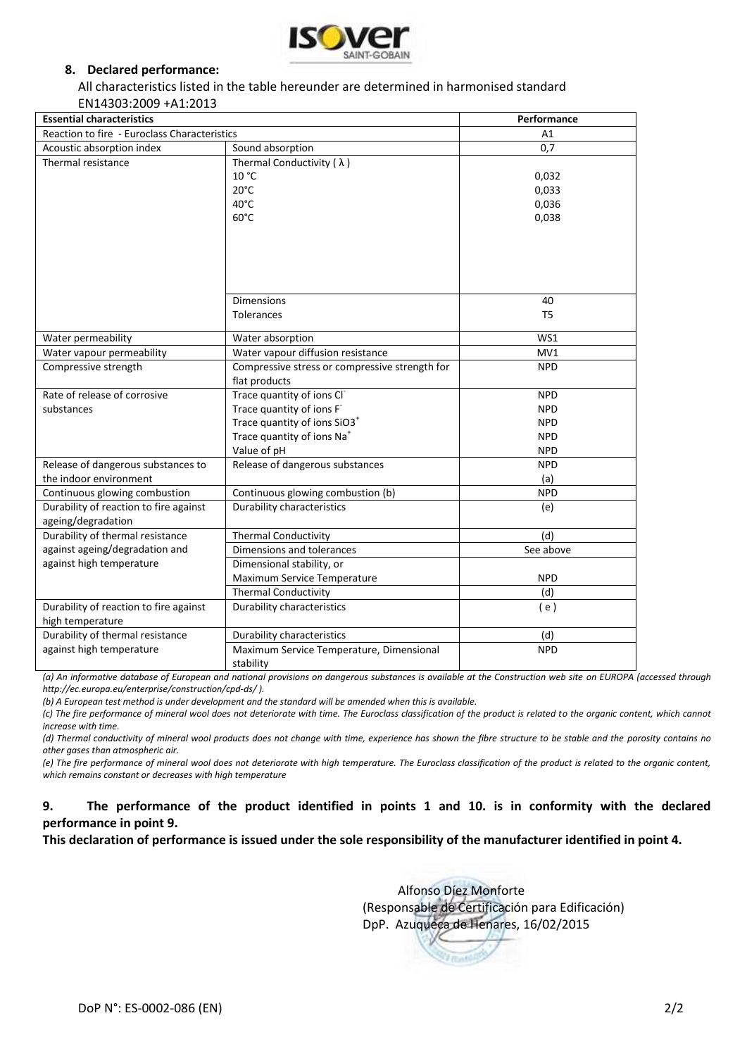## 8. Declared performance:

All characteristics listed in the table hereunder are determined in harmonised standard EN14303:2009 +A1:2013

| Essential characteristics | | Performance |
|---|---|---|
| Reaction to fire - Euroclass Characteristics | | A1 |
| Acoustic absorption index | Sound absorption | 0,7 |
| Thermal resistance | Thermal Conductivity ( λ )<br>10 °C<br>20°C<br>40°C<br>60°C | <br>0,032<br>0,033<br>0,036<br>0,038 |
| | Dimensions<br>Tolerances | 40<br>T5 |
| Water permeability | Water absorption | WS1 |
| Water vapour permeability | Water vapour diffusion resistance | MV1 |
| Compressive strength | Compressive stress or compressive strength for flat products | NPD |
| Rate of release of corrosive substances | Trace quantity of ions $Cl^-$<br>Trace quantity of ions $F^-$<br>Trace quantity of ions $SiO3^+$<br>Trace quantity of ions $Na^+$<br>Value of pH | NPD<br>NPD<br>NPD<br>NPD<br>NPD |
| Release of dangerous substances to the indoor environment | Release of dangerous substances | NPD<br>(a) |
| Continuous glowing combustion | Continuous glowing combustion (b) | NPD |
| Durability of reaction to fire against ageing/degradation | Durability characteristics | (e) |
| Durability of thermal resistance against ageing/degradation and against high temperature | Thermal Conductivity | (d) |
| | Dimensions and tolerances | See above |
| | Dimensional stability, or<br>Maximum Service Temperature | <br>NPD |
| | Thermal Conductivity | (d) |
| Durability of reaction to fire against high temperature | Durability characteristics | ( e ) |
| Durability of thermal resistance against high temperature | Durability characteristics | (d) |
| | Maximum Service Temperature, Dimensional stability | NPD |

*(a) An informative database of European and national provisions on dangerous substances is available at the Construction web site on EUROPA (accessed through http://ec.europa.eu/enterprise/construction/cpd-ds/ ).*

*(b) A European test method is under development and the standard will be amended when this is available.*

*(c) The fire performance of mineral wool does not deteriorate with time. The Euroclass classification of the product is related to the organic content, which cannot increase with time.*

*(d) Thermal conductivity of mineral wool products does not change with time, experience has shown the fibre structure to be stable and the porosity contains no other gases than atmospheric air.*

*(e) The fire performance of mineral wool does not deteriorate with high temperature. The Euroclass classification of the product is related to the organic content, which remains constant or decreases with high temperature*

**9. The performance of the product identified in points 1 and 10. is in conformity with the declared performance in point 9.**

**This declaration of performance is issued under the sole responsibility of the manufacturer identified in point 4.**

Alfonso Díez Monforte
(Responsable de Certificación para Edificación)
DpP. Azuqueca de Henares, 16/02/2015

DoP N°: ES-0002-086 (EN)